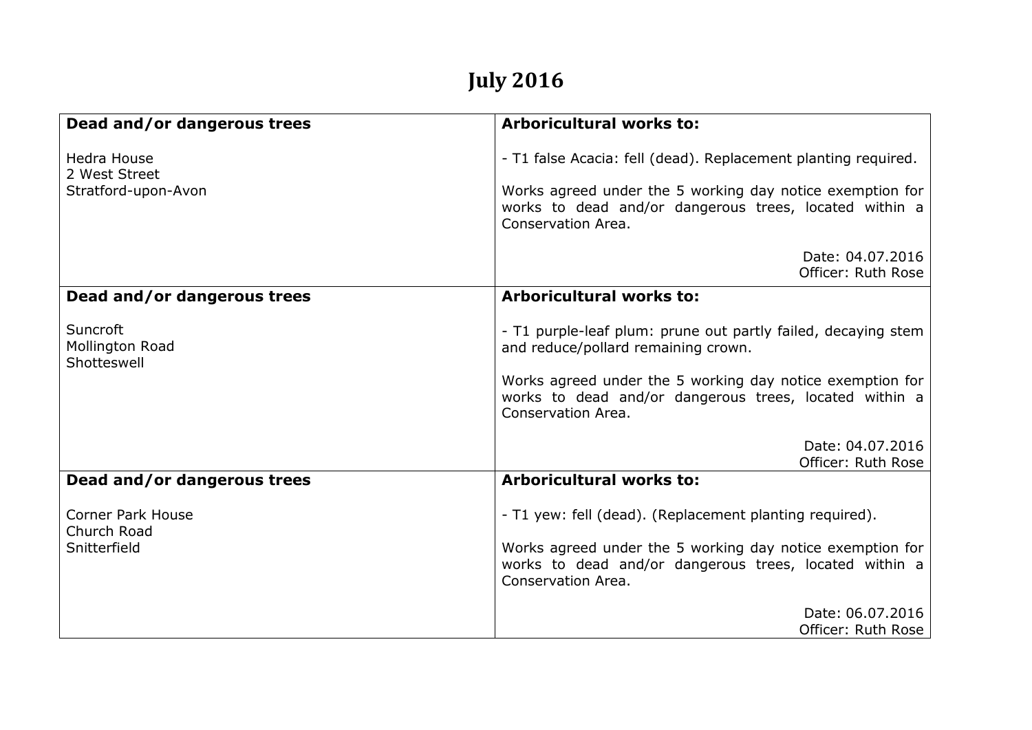# July 2016

| Dead and/or dangerous trees | Arboricultural works to: |
|---|---|
| Hedra House<br>2 West Street<br>Stratford-upon-Avon | - T1 false Acacia: fell (dead). Replacement planting required.<br><br>Works agreed under the 5 working day notice exemption for works to dead and/or dangerous trees, located within a Conservation Area.<br><br>Date: 04.07.2016<br>Officer: Ruth Rose |
| **Dead and/or dangerous trees** | **Arboricultural works to:** |
| Suncroft<br>Mollington Road<br>Shotteswell | - T1 purple-leaf plum: prune out partly failed, decaying stem and reduce/pollard remaining crown.<br><br>Works agreed under the 5 working day notice exemption for works to dead and/or dangerous trees, located within a Conservation Area.<br><br>Date: 04.07.2016<br>Officer: Ruth Rose |
| **Dead and/or dangerous trees** | **Arboricultural works to:** |
| Corner Park House<br>Church Road<br>Snitterfield | - T1 yew: fell (dead). (Replacement planting required).<br><br>Works agreed under the 5 working day notice exemption for works to dead and/or dangerous trees, located within a Conservation Area.<br><br>Date: 06.07.2016<br>Officer: Ruth Rose |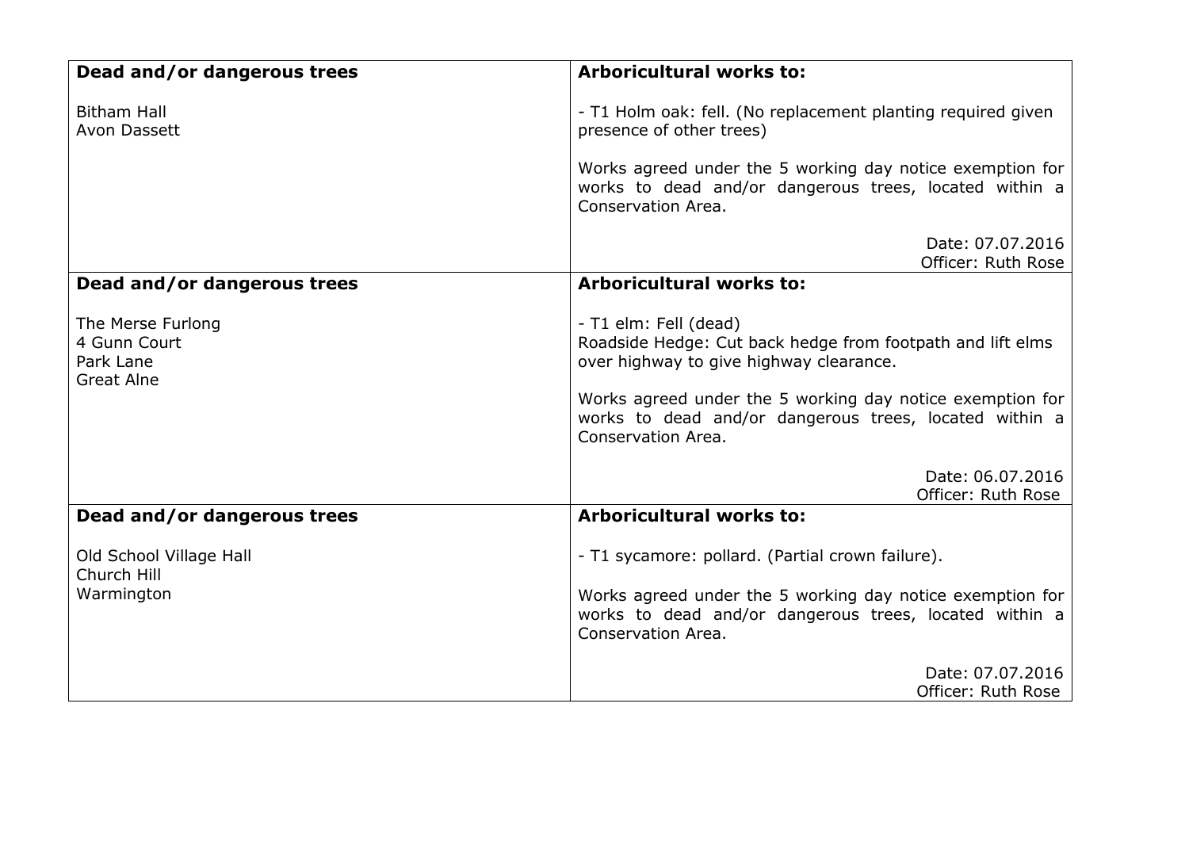| **Dead and/or dangerous trees**<br><br>Bitham Hall<br>Avon Dassett | **Arboricultural works to:**<br><br>- T1 Holm oak: fell. (No replacement planting required given presence of other trees)<br><br>Works agreed under the 5 working day notice exemption for works to dead and/or dangerous trees, located within a Conservation Area.<br><br>Date: 07.07.2016<br>Officer: Ruth Rose |
|---|---|
| **Dead and/or dangerous trees**<br><br>The Merse Furlong<br>4 Gunn Court<br>Park Lane<br>Great Alne | **Arboricultural works to:**<br><br>- T1 elm: Fell (dead)<br>Roadside Hedge: Cut back hedge from footpath and lift elms over highway to give highway clearance.<br><br>Works agreed under the 5 working day notice exemption for works to dead and/or dangerous trees, located within a Conservation Area.<br><br>Date: 06.07.2016<br>Officer: Ruth Rose |
| **Dead and/or dangerous trees**<br><br>Old School Village Hall<br>Church Hill<br>Warmington | **Arboricultural works to:**<br><br>- T1 sycamore: pollard. (Partial crown failure).<br><br>Works agreed under the 5 working day notice exemption for works to dead and/or dangerous trees, located within a Conservation Area.<br><br>Date: 07.07.2016<br>Officer: Ruth Rose |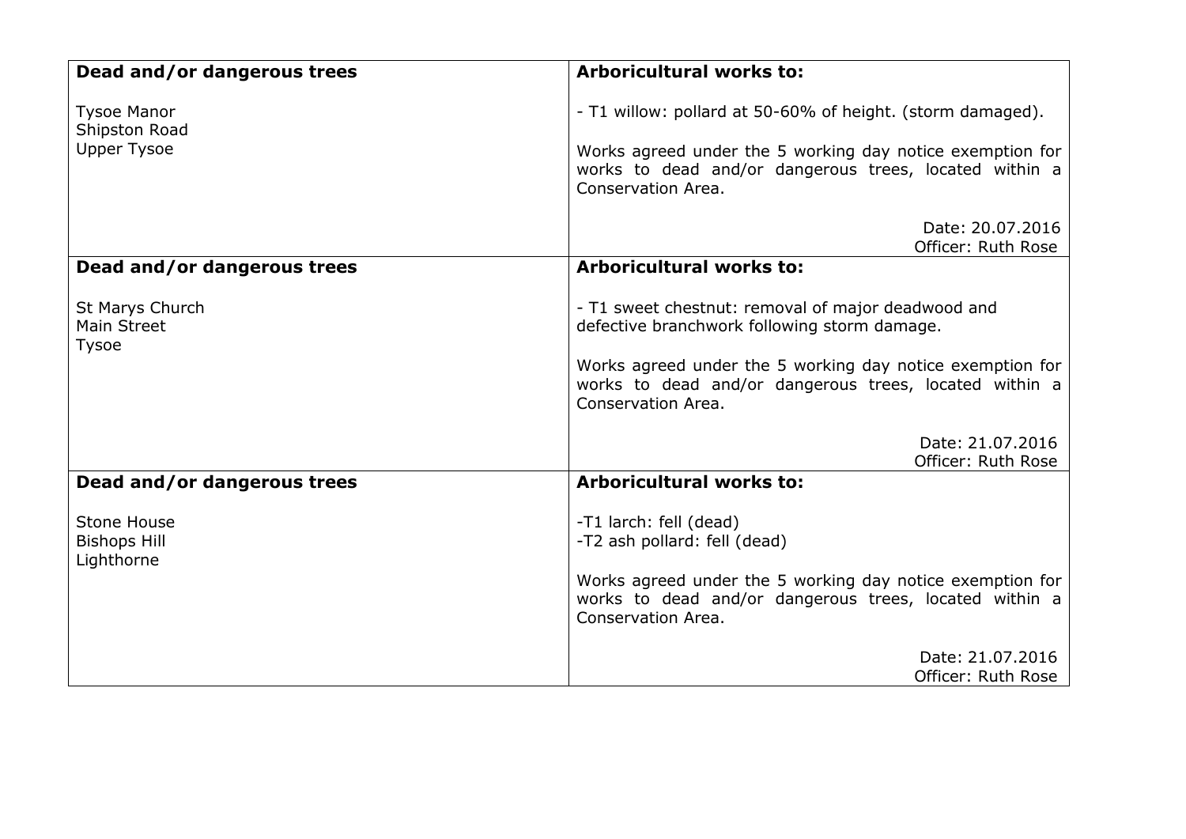| **Dead and/or dangerous trees** | **Arboricultural works to:** |
|---|---|
| Tysoe Manor<br>Shipston Road<br>Upper Tysoe | - T1 willow: pollard at 50-60% of height. (storm damaged).<br><br>Works agreed under the 5 working day notice exemption for works to dead and/or dangerous trees, located within a Conservation Area.<br><br>Date: 20.07.2016<br>Officer: Ruth Rose |
| **Dead and/or dangerous trees** | **Arboricultural works to:** |
| St Marys Church<br>Main Street<br>Tysoe | - T1 sweet chestnut: removal of major deadwood and defective branchwork following storm damage.<br><br>Works agreed under the 5 working day notice exemption for works to dead and/or dangerous trees, located within a Conservation Area.<br><br>Date: 21.07.2016<br>Officer: Ruth Rose |
| **Dead and/or dangerous trees** | **Arboricultural works to:** |
| Stone House<br>Bishops Hill<br>Lighthorne | -T1 larch: fell (dead)<br>-T2 ash pollard: fell (dead)<br><br>Works agreed under the 5 working day notice exemption for works to dead and/or dangerous trees, located within a Conservation Area.<br><br>Date: 21.07.2016<br>Officer: Ruth Rose |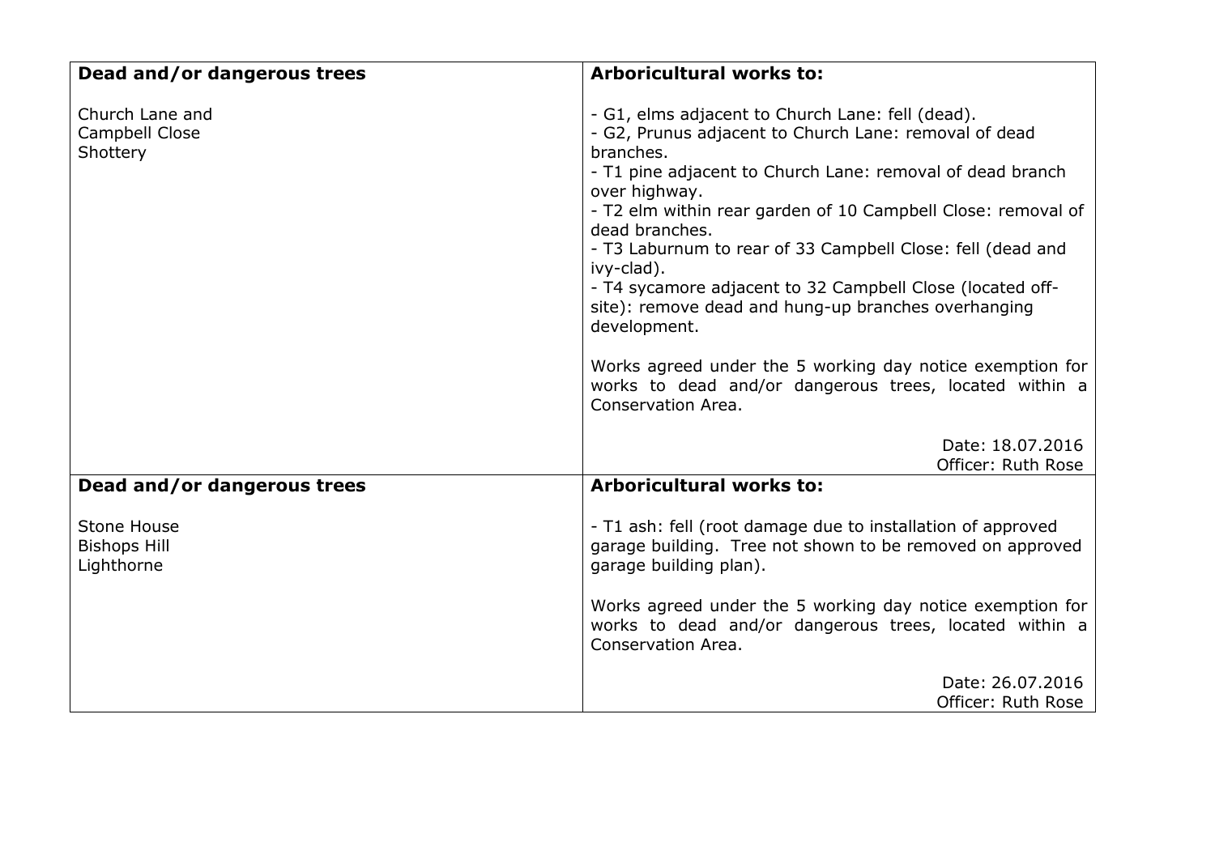| Dead and/or dangerous trees | Arboricultural works to: |
|---|---|
| Church Lane and<br>Campbell Close<br>Shottery | - G1, elms adjacent to Church Lane: fell (dead).<br>- G2, Prunus adjacent to Church Lane: removal of dead branches.<br>- T1 pine adjacent to Church Lane: removal of dead branch over highway.<br>- T2 elm within rear garden of 10 Campbell Close: removal of dead branches.<br>- T3 Laburnum to rear of 33 Campbell Close: fell (dead and ivy-clad).<br>- T4 sycamore adjacent to 32 Campbell Close (located off-site): remove dead and hung-up branches overhanging development.<br><br>Works agreed under the 5 working day notice exemption for works to dead and/or dangerous trees, located within a Conservation Area.<br><br>Date: 18.07.2016<br>Officer: Ruth Rose |
| **Dead and/or dangerous trees** | **Arboricultural works to:** |
| Stone House<br>Bishops Hill<br>Lighthorne | - T1 ash: fell (root damage due to installation of approved garage building. Tree not shown to be removed on approved garage building plan).<br><br>Works agreed under the 5 working day notice exemption for works to dead and/or dangerous trees, located within a Conservation Area.<br><br>Date: 26.07.2016<br>Officer: Ruth Rose |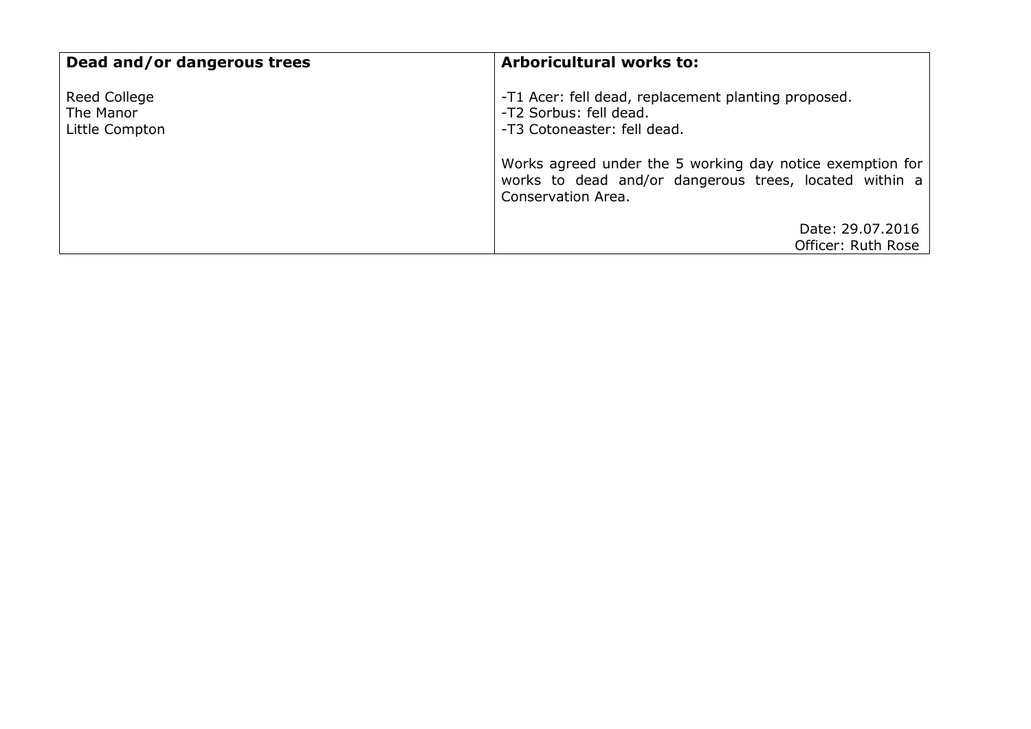| Dead and/or dangerous trees | Arboricultural works to: |
|---|---|
| Reed College<br>The Manor<br>Little Compton | -T1 Acer: fell dead, replacement planting proposed.<br>-T2 Sorbus: fell dead.<br>-T3 Cotoneaster: fell dead.<br><br>Works agreed under the 5 working day notice exemption for works to dead and/or dangerous trees, located within a Conservation Area.<br><br>Date: 29.07.2016<br>Officer: Ruth Rose |